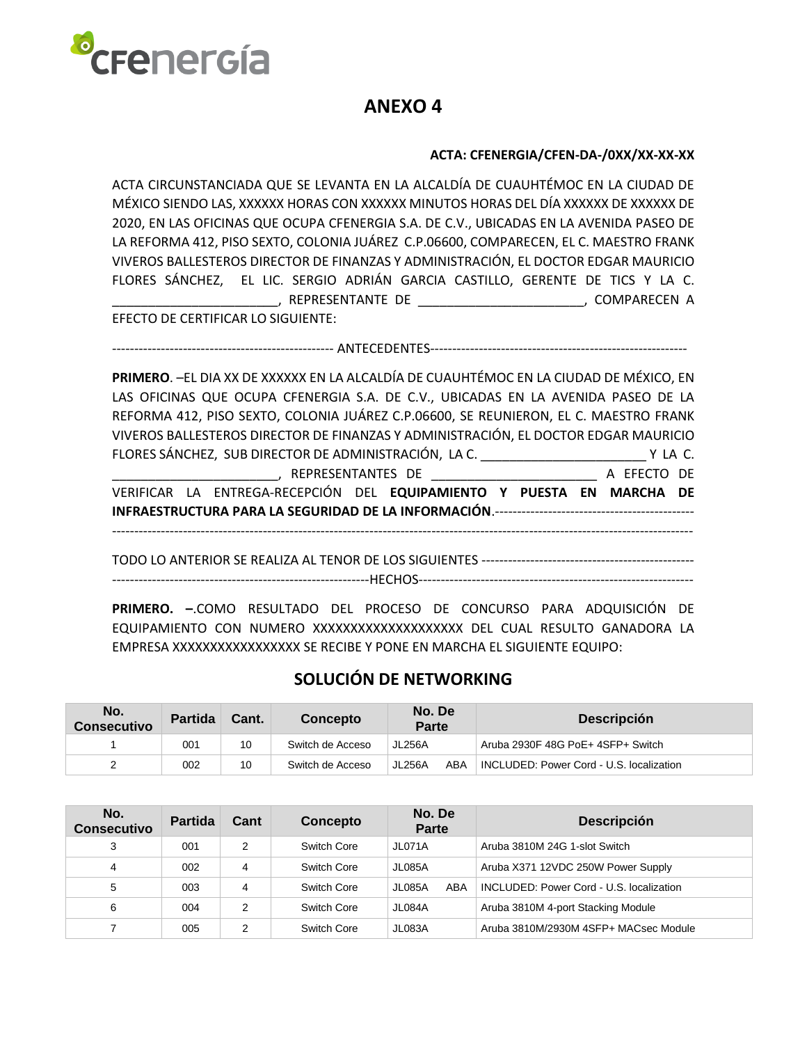cfenergía

# ANEXO 4

**ACTA: CFENERGIA/CFEN-DA-/0XX/XX-XX-XX**

ACTA CIRCUNSTANCIADA QUE SE LEVANTA EN LA ALCALDÍA DE CUAUHTÉMOC EN LA CIUDAD DE MÉXICO SIENDO LAS, XXXXXX HORAS CON XXXXXX MINUTOS HORAS DEL DÍA XXXXXX DE XXXXXX DE 2020, EN LAS OFICINAS QUE OCUPA CFENERGIA S.A. DE C.V., UBICADAS EN LA AVENIDA PASEO DE LA REFORMA 412, PISO SEXTO, COLONIA JUÁREZ C.P.06600, COMPARECEN, EL C. MAESTRO FRANK VIVEROS BALLESTEROS DIRECTOR DE FINANZAS Y ADMINISTRACIÓN, EL DOCTOR EDGAR MAURICIO FLORES SÁNCHEZ, EL LIC. SERGIO ADRIÁN GARCIA CASTILLO, GERENTE DE TICS Y LA C. _______________________, REPRESENTANTE DE _______________________, COMPARECEN A EFECTO DE CERTIFICAR LO SIGUIENTE:

-------------------------------------------------- ANTECEDENTES----------------------------------------------------------

**PRIMERO**. –EL DIA XX DE XXXXXX EN LA ALCALDÍA DE CUAUHTÉMOC EN LA CIUDAD DE MÉXICO, EN LAS OFICINAS QUE OCUPA CFENERGIA S.A. DE C.V., UBICADAS EN LA AVENIDA PASEO DE LA REFORMA 412, PISO SEXTO, COLONIA JUÁREZ C.P.06600, SE REUNIERON, EL C. MAESTRO FRANK VIVEROS BALLESTEROS DIRECTOR DE FINANZAS Y ADMINISTRACIÓN, EL DOCTOR EDGAR MAURICIO FLORES SÁNCHEZ, SUB DIRECTOR DE ADMINISTRACIÓN, LA C. _______________________ Y LA C. _______________________, REPRESENTANTES DE _______________________ A EFECTO DE VERIFICAR LA ENTREGA-RECEPCIÓN DEL **EQUIPAMIENTO Y PUESTA EN MARCHA DE INFRAESTRUCTURA PARA LA SEGURIDAD DE LA INFORMACIÓN**.---------------------------------------------
-----------------------------------------------------------------------------------------------------------------------------

TODO LO ANTERIOR SE REALIZA AL TENOR DE LOS SIGUIENTES ------------------------------------------------
---------------------------------------------------------HECHOS--------------------------------------------------------------

**PRIMERO. –**.COMO RESULTADO DEL PROCESO DE CONCURSO PARA ADQUISICIÓN DE EQUIPAMIENTO CON NUMERO XXXXXXXXXXXXXXXXXXXX DEL CUAL RESULTO GANADORA LA EMPRESA XXXXXXXXXXXXXXXXX SE RECIBE Y PONE EN MARCHA EL SIGUIENTE EQUIPO:

## SOLUCIÓN DE NETWORKING

| No. Consecutivo | Partida | Cant. | Concepto | No. De Parte | Descripción |
|---|---|---|---|---|---|
| 1 | 001 | 10 | Switch de Acceso | JL256A | Aruba 2930F 48G PoE+ 4SFP+ Switch |
| 2 | 002 | 10 | Switch de Acceso | JL256A ABA | INCLUDED: Power Cord - U.S. localization |

| No. Consecutivo | Partida | Cant | Concepto | No. De Parte | Descripción |
|---|---|---|---|---|---|
| 3 | 001 | 2 | Switch Core | JL071A | Aruba 3810M 24G 1-slot Switch |
| 4 | 002 | 4 | Switch Core | JL085A | Aruba X371 12VDC 250W Power Supply |
| 5 | 003 | 4 | Switch Core | JL085A ABA | INCLUDED: Power Cord - U.S. localization |
| 6 | 004 | 2 | Switch Core | JL084A | Aruba 3810M 4-port Stacking Module |
| 7 | 005 | 2 | Switch Core | JL083A | Aruba 3810M/2930M 4SFP+ MACsec Module |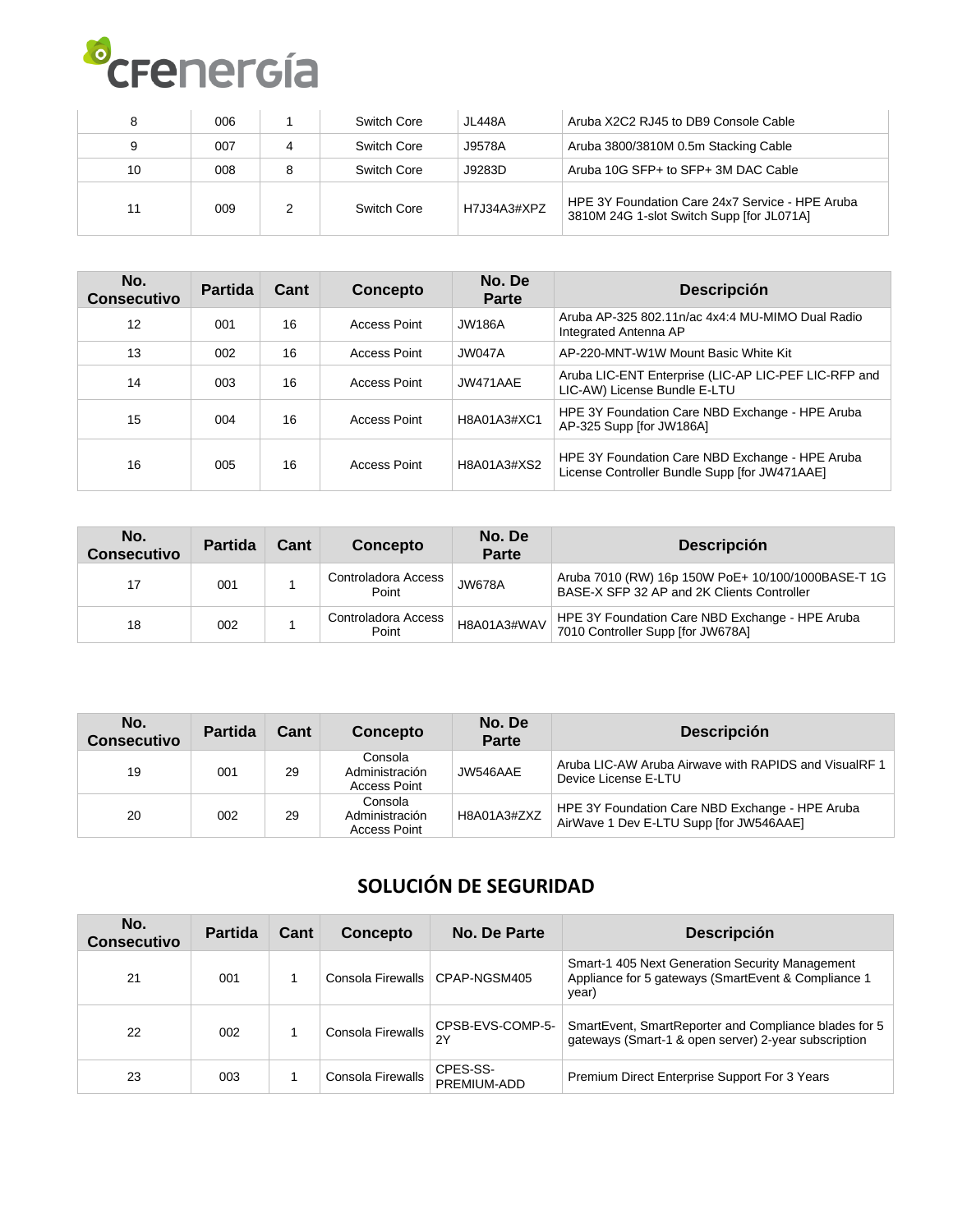| | | | | | |
|---|---|---|---|---|---|
| 8 | 006 | 1 | Switch Core | JL448A | Aruba X2C2 RJ45 to DB9 Console Cable |
| 9 | 007 | 4 | Switch Core | J9578A | Aruba 3800/3810M 0.5m Stacking Cable |
| 10 | 008 | 8 | Switch Core | J9283D | Aruba 10G SFP+ to SFP+ 3M DAC Cable |
| 11 | 009 | 2 | Switch Core | H7J34A3#XPZ | HPE 3Y Foundation Care 24x7 Service - HPE Aruba 3810M 24G 1-slot Switch Supp [for JL071A] |

| No. Consecutivo | Partida | Cant | Concepto | No. De Parte | Descripción |
|---|---|---|---|---|---|
| 12 | 001 | 16 | Access Point | JW186A | Aruba AP-325 802.11n/ac 4x4:4 MU-MIMO Dual Radio Integrated Antenna AP |
| 13 | 002 | 16 | Access Point | JW047A | AP-220-MNT-W1W Mount Basic White Kit |
| 14 | 003 | 16 | Access Point | JW471AAE | Aruba LIC-ENT Enterprise (LIC-AP LIC-PEF LIC-RFP and LIC-AW) License Bundle E-LTU |
| 15 | 004 | 16 | Access Point | H8A01A3#XC1 | HPE 3Y Foundation Care NBD Exchange - HPE Aruba AP-325 Supp [for JW186A] |
| 16 | 005 | 16 | Access Point | H8A01A3#XS2 | HPE 3Y Foundation Care NBD Exchange - HPE Aruba License Controller Bundle Supp [for JW471AAE] |

| No. Consecutivo | Partida | Cant | Concepto | No. De Parte | Descripción |
|---|---|---|---|---|---|
| 17 | 001 | 1 | Controladora Access Point | JW678A | Aruba 7010 (RW) 16p 150W PoE+ 10/100/1000BASE-T 1G BASE-X SFP 32 AP and 2K Clients Controller |
| 18 | 002 | 1 | Controladora Access Point | H8A01A3#WAV | HPE 3Y Foundation Care NBD Exchange - HPE Aruba 7010 Controller Supp [for JW678A] |

| No. Consecutivo | Partida | Cant | Concepto | No. De Parte | Descripción |
|---|---|---|---|---|---|
| 19 | 001 | 29 | Consola Administración Access Point | JW546AAE | Aruba LIC-AW Aruba Airwave with RAPIDS and VisualRF 1 Device License E-LTU |
| 20 | 002 | 29 | Consola Administración Access Point | H8A01A3#ZXZ | HPE 3Y Foundation Care NBD Exchange - HPE Aruba AirWave 1 Dev E-LTU Supp [for JW546AAE] |

## SOLUCIÓN DE SEGURIDAD

| No. Consecutivo | Partida | Cant | Concepto | No. De Parte | Descripción |
|---|---|---|---|---|---|
| 21 | 001 | 1 | Consola Firewalls | CPAP-NGSM405 | Smart-1 405 Next Generation Security Management Appliance for 5 gateways (SmartEvent & Compliance 1 year) |
| 22 | 002 | 1 | Consola Firewalls | CPSB-EVS-COMP-5-2Y | SmartEvent, SmartReporter and Compliance blades for 5 gateways (Smart-1 & open server) 2-year subscription |
| 23 | 003 | 1 | Consola Firewalls | CPES-SS-PREMIUM-ADD | Premium Direct Enterprise Support For 3 Years |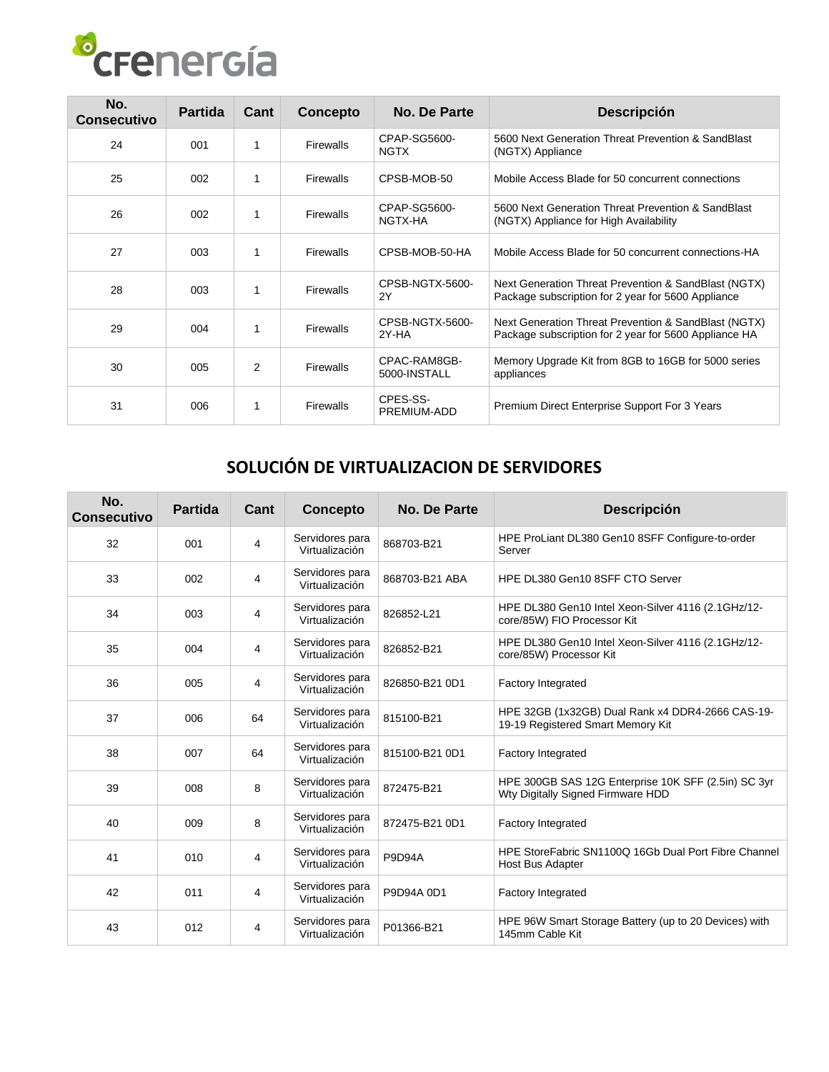| No. Consecutivo | Partida | Cant | Concepto | No. De Parte | Descripción |
|---|---|---|---|---|---|
| 24 | 001 | 1 | Firewalls | CPAP-SG5600-NGTX | 5600 Next Generation Threat Prevention & SandBlast (NGTX) Appliance |
| 25 | 002 | 1 | Firewalls | CPSB-MOB-50 | Mobile Access Blade for 50 concurrent connections |
| 26 | 002 | 1 | Firewalls | CPAP-SG5600-NGTX-HA | 5600 Next Generation Threat Prevention & SandBlast (NGTX) Appliance for High Availability |
| 27 | 003 | 1 | Firewalls | CPSB-MOB-50-HA | Mobile Access Blade for 50 concurrent connections-HA |
| 28 | 003 | 1 | Firewalls | CPSB-NGTX-5600-2Y | Next Generation Threat Prevention & SandBlast (NGTX) Package subscription for 2 year for 5600 Appliance |
| 29 | 004 | 1 | Firewalls | CPSB-NGTX-5600-2Y-HA | Next Generation Threat Prevention & SandBlast (NGTX) Package subscription for 2 year for 5600 Appliance HA |
| 30 | 005 | 2 | Firewalls | CPAC-RAM8GB-5000-INSTALL | Memory Upgrade Kit from 8GB to 16GB for 5000 series appliances |
| 31 | 006 | 1 | Firewalls | CPES-SS-PREMIUM-ADD | Premium Direct Enterprise Support For 3 Years |

## SOLUCIÓN DE VIRTUALIZACION DE SERVIDORES

| No. Consecutivo | Partida | Cant | Concepto | No. De Parte | Descripción |
|---|---|---|---|---|---|
| 32 | 001 | 4 | Servidores para Virtualización | 868703-B21 | HPE ProLiant DL380 Gen10 8SFF Configure-to-order Server |
| 33 | 002 | 4 | Servidores para Virtualización | 868703-B21 ABA | HPE DL380 Gen10 8SFF CTO Server |
| 34 | 003 | 4 | Servidores para Virtualización | 826852-L21 | HPE DL380 Gen10 Intel Xeon-Silver 4116 (2.1GHz/12-core/85W) FIO Processor Kit |
| 35 | 004 | 4 | Servidores para Virtualización | 826852-B21 | HPE DL380 Gen10 Intel Xeon-Silver 4116 (2.1GHz/12-core/85W) Processor Kit |
| 36 | 005 | 4 | Servidores para Virtualización | 826850-B21 0D1 | Factory Integrated |
| 37 | 006 | 64 | Servidores para Virtualización | 815100-B21 | HPE 32GB (1x32GB) Dual Rank x4 DDR4-2666 CAS-19-19-19 Registered Smart Memory Kit |
| 38 | 007 | 64 | Servidores para Virtualización | 815100-B21 0D1 | Factory Integrated |
| 39 | 008 | 8 | Servidores para Virtualización | 872475-B21 | HPE 300GB SAS 12G Enterprise 10K SFF (2.5in) SC 3yr Wty Digitally Signed Firmware HDD |
| 40 | 009 | 8 | Servidores para Virtualización | 872475-B21 0D1 | Factory Integrated |
| 41 | 010 | 4 | Servidores para Virtualización | P9D94A | HPE StoreFabric SN1100Q 16Gb Dual Port Fibre Channel Host Bus Adapter |
| 42 | 011 | 4 | Servidores para Virtualización | P9D94A 0D1 | Factory Integrated |
| 43 | 012 | 4 | Servidores para Virtualización | P01366-B21 | HPE 96W Smart Storage Battery (up to 20 Devices) with 145mm Cable Kit |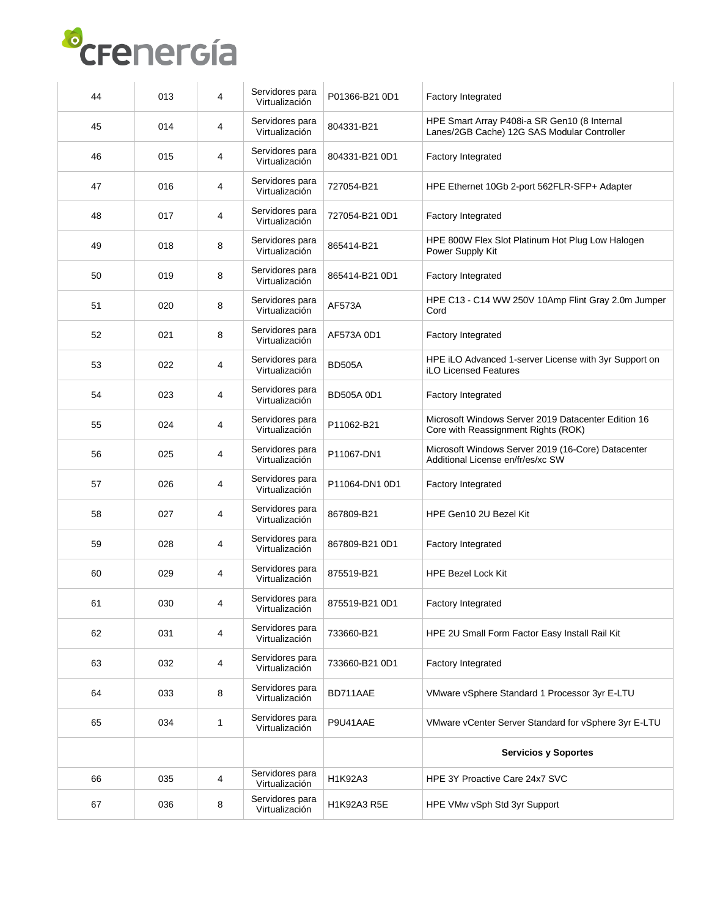| | | | | | |
|---|---|---|---|---|---|
| 44 | 013 | 4 | Servidores para Virtualización | P01366-B21 0D1 | Factory Integrated |
| 45 | 014 | 4 | Servidores para Virtualización | 804331-B21 | HPE Smart Array P408i-a SR Gen10 (8 Internal Lanes/2GB Cache) 12G SAS Modular Controller |
| 46 | 015 | 4 | Servidores para Virtualización | 804331-B21 0D1 | Factory Integrated |
| 47 | 016 | 4 | Servidores para Virtualización | 727054-B21 | HPE Ethernet 10Gb 2-port 562FLR-SFP+ Adapter |
| 48 | 017 | 4 | Servidores para Virtualización | 727054-B21 0D1 | Factory Integrated |
| 49 | 018 | 8 | Servidores para Virtualización | 865414-B21 | HPE 800W Flex Slot Platinum Hot Plug Low Halogen Power Supply Kit |
| 50 | 019 | 8 | Servidores para Virtualización | 865414-B21 0D1 | Factory Integrated |
| 51 | 020 | 8 | Servidores para Virtualización | AF573A | HPE C13 - C14 WW 250V 10Amp Flint Gray 2.0m Jumper Cord |
| 52 | 021 | 8 | Servidores para Virtualización | AF573A 0D1 | Factory Integrated |
| 53 | 022 | 4 | Servidores para Virtualización | BD505A | HPE iLO Advanced 1-server License with 3yr Support on iLO Licensed Features |
| 54 | 023 | 4 | Servidores para Virtualización | BD505A 0D1 | Factory Integrated |
| 55 | 024 | 4 | Servidores para Virtualización | P11062-B21 | Microsoft Windows Server 2019 Datacenter Edition 16 Core with Reassignment Rights (ROK) |
| 56 | 025 | 4 | Servidores para Virtualización | P11067-DN1 | Microsoft Windows Server 2019 (16-Core) Datacenter Additional License en/fr/es/xc SW |
| 57 | 026 | 4 | Servidores para Virtualización | P11064-DN1 0D1 | Factory Integrated |
| 58 | 027 | 4 | Servidores para Virtualización | 867809-B21 | HPE Gen10 2U Bezel Kit |
| 59 | 028 | 4 | Servidores para Virtualización | 867809-B21 0D1 | Factory Integrated |
| 60 | 029 | 4 | Servidores para Virtualización | 875519-B21 | HPE Bezel Lock Kit |
| 61 | 030 | 4 | Servidores para Virtualización | 875519-B21 0D1 | Factory Integrated |
| 62 | 031 | 4 | Servidores para Virtualización | 733660-B21 | HPE 2U Small Form Factor Easy Install Rail Kit |
| 63 | 032 | 4 | Servidores para Virtualización | 733660-B21 0D1 | Factory Integrated |
| 64 | 033 | 8 | Servidores para Virtualización | BD711AAE | VMware vSphere Standard 1 Processor 3yr E-LTU |
| 65 | 034 | 1 | Servidores para Virtualización | P9U41AAE | VMware vCenter Server Standard for vSphere 3yr E-LTU |
| | | | | | **Servicios y Soportes** |
| 66 | 035 | 4 | Servidores para Virtualización | H1K92A3 | HPE 3Y Proactive Care 24x7 SVC |
| 67 | 036 | 8 | Servidores para Virtualización | H1K92A3 R5E | HPE VMw vSph Std 3yr Support |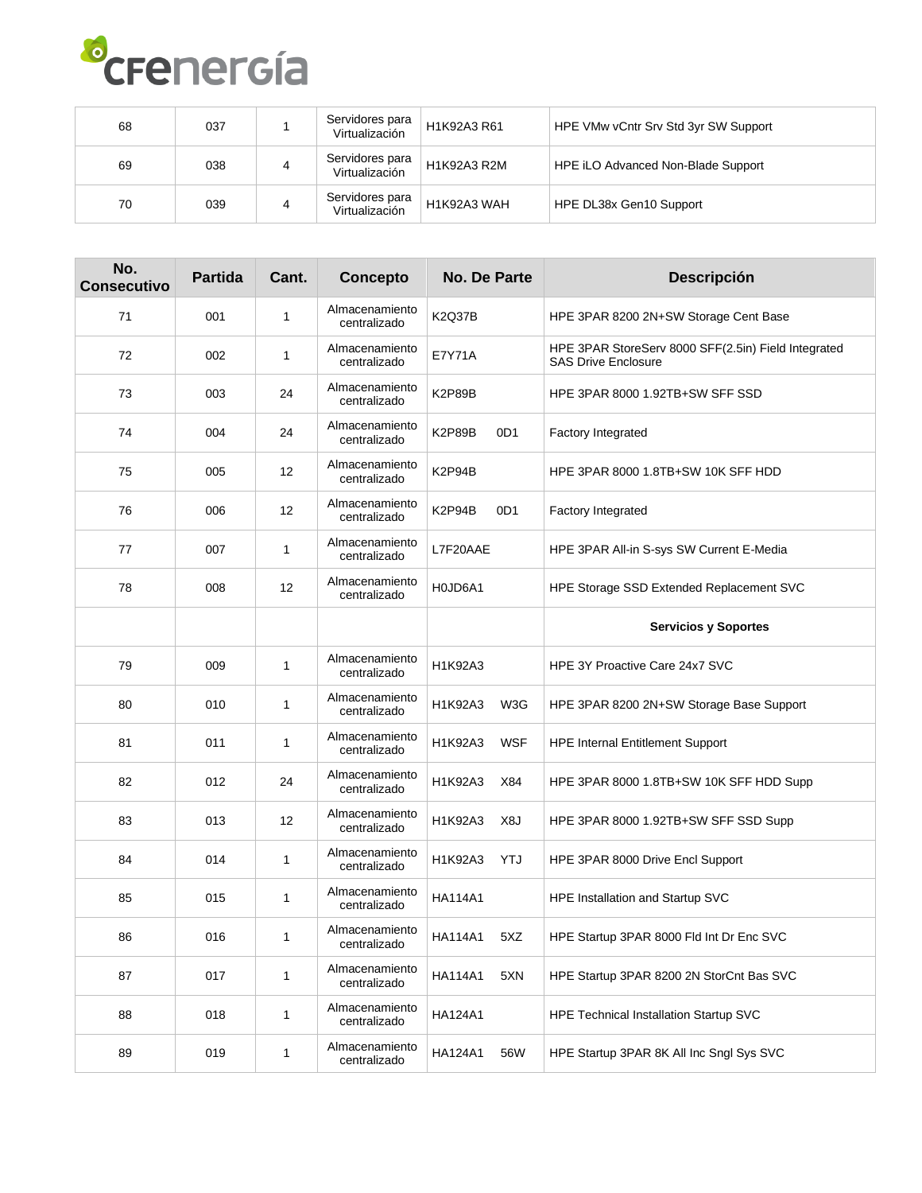| | | | | | |
|---|---|---|---|---|---|
| 68 | 037 | 1 | Servidores para Virtualización | H1K92A3 R61 | HPE VMw vCntr Srv Std 3yr SW Support |
| 69 | 038 | 4 | Servidores para Virtualización | H1K92A3 R2M | HPE iLO Advanced Non-Blade Support |
| 70 | 039 | 4 | Servidores para Virtualización | H1K92A3 WAH | HPE DL38x Gen10 Support |

| No. Consecutivo | Partida | Cant. | Concepto | No. De Parte | Descripción |
|---|---|---|---|---|---|
| 71 | 001 | 1 | Almacenamiento centralizado | K2Q37B | HPE 3PAR 8200 2N+SW Storage Cent Base |
| 72 | 002 | 1 | Almacenamiento centralizado | E7Y71A | HPE 3PAR StoreServ 8000 SFF(2.5in) Field Integrated SAS Drive Enclosure |
| 73 | 003 | 24 | Almacenamiento centralizado | K2P89B | HPE 3PAR 8000 1.92TB+SW SFF SSD |
| 74 | 004 | 24 | Almacenamiento centralizado | K2P89B 0D1 | Factory Integrated |
| 75 | 005 | 12 | Almacenamiento centralizado | K2P94B | HPE 3PAR 8000 1.8TB+SW 10K SFF HDD |
| 76 | 006 | 12 | Almacenamiento centralizado | K2P94B 0D1 | Factory Integrated |
| 77 | 007 | 1 | Almacenamiento centralizado | L7F20AAE | HPE 3PAR All-in S-sys SW Current E-Media |
| 78 | 008 | 12 | Almacenamiento centralizado | H0JD6A1 | HPE Storage SSD Extended Replacement SVC |
| | | | | | **Servicios y Soportes** |
| 79 | 009 | 1 | Almacenamiento centralizado | H1K92A3 | HPE 3Y Proactive Care 24x7 SVC |
| 80 | 010 | 1 | Almacenamiento centralizado | H1K92A3 W3G | HPE 3PAR 8200 2N+SW Storage Base Support |
| 81 | 011 | 1 | Almacenamiento centralizado | H1K92A3 WSF | HPE Internal Entitlement Support |
| 82 | 012 | 24 | Almacenamiento centralizado | H1K92A3 X84 | HPE 3PAR 8000 1.8TB+SW 10K SFF HDD Supp |
| 83 | 013 | 12 | Almacenamiento centralizado | H1K92A3 X8J | HPE 3PAR 8000 1.92TB+SW SFF SSD Supp |
| 84 | 014 | 1 | Almacenamiento centralizado | H1K92A3 YTJ | HPE 3PAR 8000 Drive Encl Support |
| 85 | 015 | 1 | Almacenamiento centralizado | HA114A1 | HPE Installation and Startup SVC |
| 86 | 016 | 1 | Almacenamiento centralizado | HA114A1 5XZ | HPE Startup 3PAR 8000 Fld Int Dr Enc SVC |
| 87 | 017 | 1 | Almacenamiento centralizado | HA114A1 5XN | HPE Startup 3PAR 8200 2N StorCnt Bas SVC |
| 88 | 018 | 1 | Almacenamiento centralizado | HA124A1 | HPE Technical Installation Startup SVC |
| 89 | 019 | 1 | Almacenamiento centralizado | HA124A1 56W | HPE Startup 3PAR 8K All Inc Sngl Sys SVC |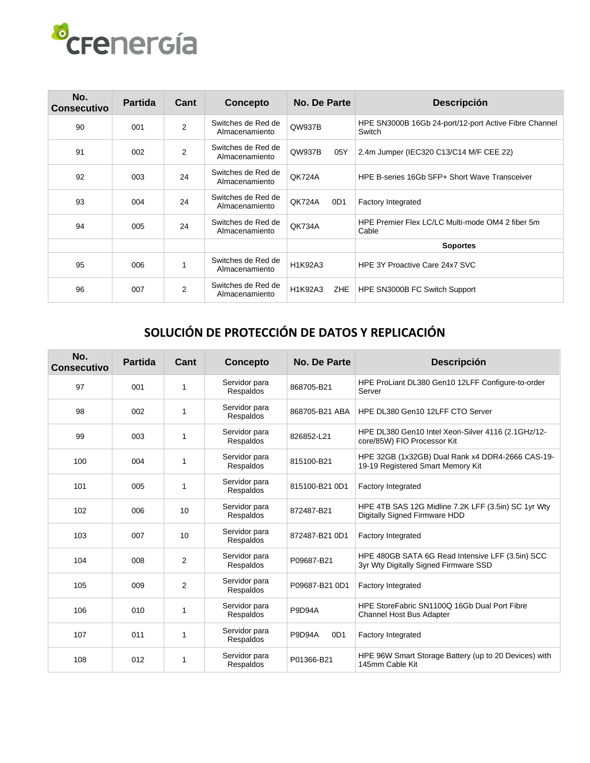| No. Consecutivo | Partida | Cant | Concepto | No. De Parte | Descripción |
|---|---|---|---|---|---|
| 90 | 001 | 2 | Switches de Red de Almacenamiento | QW937B | HPE SN3000B 16Gb 24-port/12-port Active Fibre Channel Switch |
| 91 | 002 | 2 | Switches de Red de Almacenamiento | QW937B 05Y | 2.4m Jumper (IEC320 C13/C14 M/F CEE 22) |
| 92 | 003 | 24 | Switches de Red de Almacenamiento | QK724A | HPE B-series 16Gb SFP+ Short Wave Transceiver |
| 93 | 004 | 24 | Switches de Red de Almacenamiento | QK724A 0D1 | Factory Integrated |
| 94 | 005 | 24 | Switches de Red de Almacenamiento | QK734A | HPE Premier Flex LC/LC Multi-mode OM4 2 fiber 5m Cable |
| | | | | | **Soportes** |
| 95 | 006 | 1 | Switches de Red de Almacenamiento | H1K92A3 | HPE 3Y Proactive Care 24x7 SVC |
| 96 | 007 | 2 | Switches de Red de Almacenamiento | H1K92A3 ZHE | HPE SN3000B FC Switch Support |

## SOLUCIÓN DE PROTECCIÓN DE DATOS Y REPLICACIÓN

| No. Consecutivo | Partida | Cant | Concepto | No. De Parte | Descripción |
|---|---|---|---|---|---|
| 97 | 001 | 1 | Servidor para Respaldos | 868705-B21 | HPE ProLiant DL380 Gen10 12LFF Configure-to-order Server |
| 98 | 002 | 1 | Servidor para Respaldos | 868705-B21 ABA | HPE DL380 Gen10 12LFF CTO Server |
| 99 | 003 | 1 | Servidor para Respaldos | 826852-L21 | HPE DL380 Gen10 Intel Xeon-Silver 4116 (2.1GHz/12-core/85W) FIO Processor Kit |
| 100 | 004 | 1 | Servidor para Respaldos | 815100-B21 | HPE 32GB (1x32GB) Dual Rank x4 DDR4-2666 CAS-19-19-19 Registered Smart Memory Kit |
| 101 | 005 | 1 | Servidor para Respaldos | 815100-B21 0D1 | Factory Integrated |
| 102 | 006 | 10 | Servidor para Respaldos | 872487-B21 | HPE 4TB SAS 12G Midline 7.2K LFF (3.5in) SC 1yr Wty Digitally Signed Firmware HDD |
| 103 | 007 | 10 | Servidor para Respaldos | 872487-B21 0D1 | Factory Integrated |
| 104 | 008 | 2 | Servidor para Respaldos | P09687-B21 | HPE 480GB SATA 6G Read Intensive LFF (3.5in) SCC 3yr Wty Digitally Signed Firmware SSD |
| 105 | 009 | 2 | Servidor para Respaldos | P09687-B21 0D1 | Factory Integrated |
| 106 | 010 | 1 | Servidor para Respaldos | P9D94A | HPE StoreFabric SN1100Q 16Gb Dual Port Fibre Channel Host Bus Adapter |
| 107 | 011 | 1 | Servidor para Respaldos | P9D94A 0D1 | Factory Integrated |
| 108 | 012 | 1 | Servidor para Respaldos | P01366-B21 | HPE 96W Smart Storage Battery (up to 20 Devices) with 145mm Cable Kit |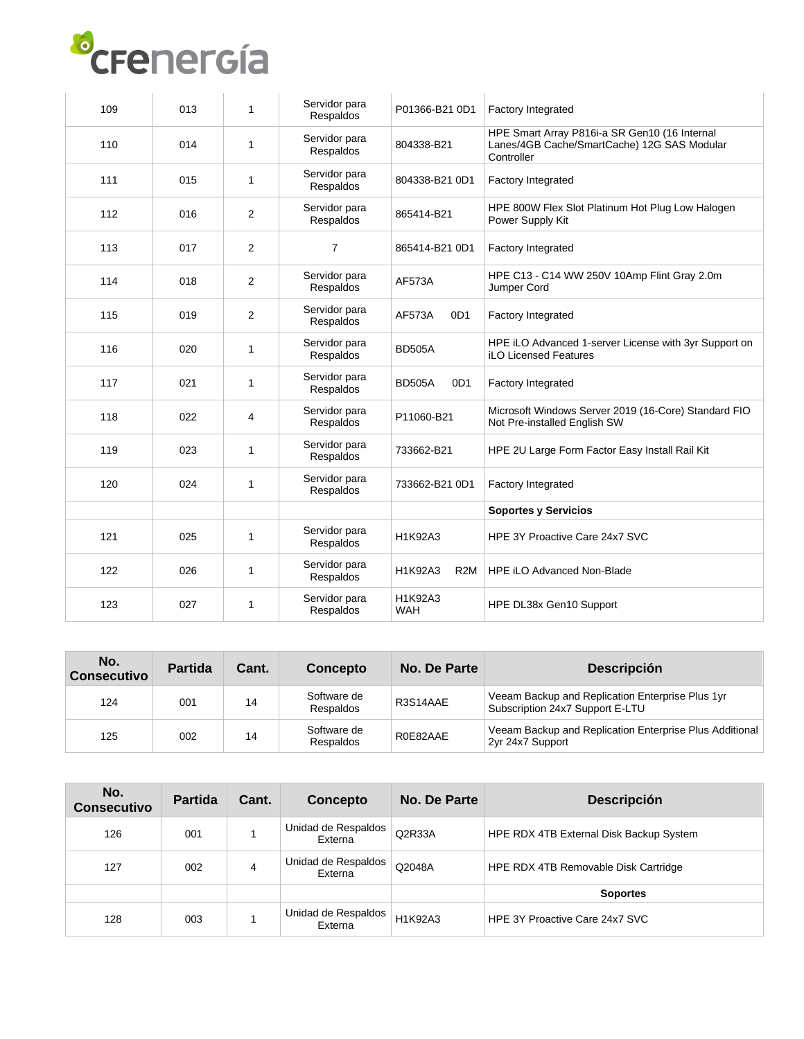| | | | | | |
|---|---|---|---|---|---|
| 109 | 013 | 1 | Servidor para Respaldos | P01366-B21 0D1 | Factory Integrated |
| 110 | 014 | 1 | Servidor para Respaldos | 804338-B21 | HPE Smart Array P816i-a SR Gen10 (16 Internal Lanes/4GB Cache/SmartCache) 12G SAS Modular Controller |
| 111 | 015 | 1 | Servidor para Respaldos | 804338-B21 0D1 | Factory Integrated |
| 112 | 016 | 2 | Servidor para Respaldos | 865414-B21 | HPE 800W Flex Slot Platinum Hot Plug Low Halogen Power Supply Kit |
| 113 | 017 | 2 | 7 | 865414-B21 0D1 | Factory Integrated |
| 114 | 018 | 2 | Servidor para Respaldos | AF573A | HPE C13 - C14 WW 250V 10Amp Flint Gray 2.0m Jumper Cord |
| 115 | 019 | 2 | Servidor para Respaldos | AF573A 0D1 | Factory Integrated |
| 116 | 020 | 1 | Servidor para Respaldos | BD505A | HPE iLO Advanced 1-server License with 3yr Support on iLO Licensed Features |
| 117 | 021 | 1 | Servidor para Respaldos | BD505A 0D1 | Factory Integrated |
| 118 | 022 | 4 | Servidor para Respaldos | P11060-B21 | Microsoft Windows Server 2019 (16-Core) Standard FIO Not Pre-installed English SW |
| 119 | 023 | 1 | Servidor para Respaldos | 733662-B21 | HPE 2U Large Form Factor Easy Install Rail Kit |
| 120 | 024 | 1 | Servidor para Respaldos | 733662-B21 0D1 | Factory Integrated |
| | | | | | **Soportes y Servicios** |
| 121 | 025 | 1 | Servidor para Respaldos | H1K92A3 | HPE 3Y Proactive Care 24x7 SVC |
| 122 | 026 | 1 | Servidor para Respaldos | H1K92A3 R2M | HPE iLO Advanced Non-Blade |
| 123 | 027 | 1 | Servidor para Respaldos | H1K92A3 WAH | HPE DL38x Gen10 Support |

| No. Consecutivo | Partida | Cant. | Concepto | No. De Parte | Descripción |
|---|---|---|---|---|---|
| 124 | 001 | 14 | Software de Respaldos | R3S14AAE | Veeam Backup and Replication Enterprise Plus 1yr Subscription 24x7 Support E-LTU |
| 125 | 002 | 14 | Software de Respaldos | R0E82AAE | Veeam Backup and Replication Enterprise Plus Additional 2yr 24x7 Support |

| No. Consecutivo | Partida | Cant. | Concepto | No. De Parte | Descripción |
|---|---|---|---|---|---|
| 126 | 001 | 1 | Unidad de Respaldos Externa | Q2R33A | HPE RDX 4TB External Disk Backup System |
| 127 | 002 | 4 | Unidad de Respaldos Externa | Q2048A | HPE RDX 4TB Removable Disk Cartridge |
| | | | | | **Soportes** |
| 128 | 003 | 1 | Unidad de Respaldos Externa | H1K92A3 | HPE 3Y Proactive Care 24x7 SVC |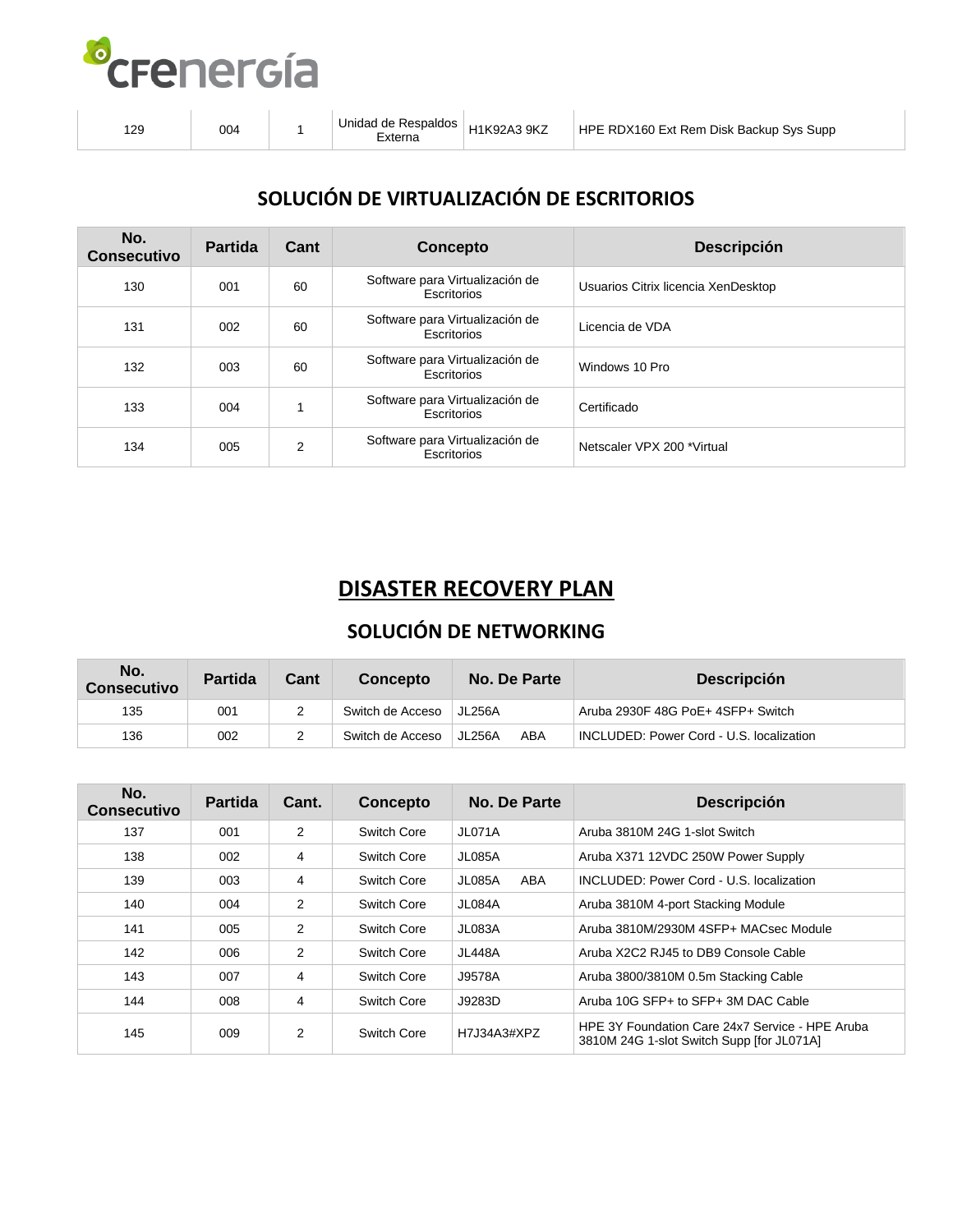| | | | | | |
|---|---|---|---|---|---|
| 129 | 004 | 1 | Unidad de Respaldos Externa | H1K92A3 9KZ | HPE RDX160 Ext Rem Disk Backup Sys Supp |

## SOLUCIÓN DE VIRTUALIZACIÓN DE ESCRITORIOS

| No. Consecutivo | Partida | Cant | Concepto | Descripción |
|---|---|---|---|---|
| 130 | 001 | 60 | Software para Virtualización de Escritorios | Usuarios Citrix licencia XenDesktop |
| 131 | 002 | 60 | Software para Virtualización de Escritorios | Licencia de VDA |
| 132 | 003 | 60 | Software para Virtualización de Escritorios | Windows 10 Pro |
| 133 | 004 | 1 | Software para Virtualización de Escritorios | Certificado |
| 134 | 005 | 2 | Software para Virtualización de Escritorios | Netscaler VPX 200 *Virtual |

# DISASTER RECOVERY PLAN

## SOLUCIÓN DE NETWORKING

| No. Consecutivo | Partida | Cant | Concepto | No. De Parte | Descripción |
|---|---|---|---|---|---|
| 135 | 001 | 2 | Switch de Acceso | JL256A | Aruba 2930F 48G PoE+ 4SFP+ Switch |
| 136 | 002 | 2 | Switch de Acceso | JL256A ABA | INCLUDED: Power Cord - U.S. localization |

| No. Consecutivo | Partida | Cant. | Concepto | No. De Parte | Descripción |
|---|---|---|---|---|---|
| 137 | 001 | 2 | Switch Core | JL071A | Aruba 3810M 24G 1-slot Switch |
| 138 | 002 | 4 | Switch Core | JL085A | Aruba X371 12VDC 250W Power Supply |
| 139 | 003 | 4 | Switch Core | JL085A ABA | INCLUDED: Power Cord - U.S. localization |
| 140 | 004 | 2 | Switch Core | JL084A | Aruba 3810M 4-port Stacking Module |
| 141 | 005 | 2 | Switch Core | JL083A | Aruba 3810M/2930M 4SFP+ MACsec Module |
| 142 | 006 | 2 | Switch Core | JL448A | Aruba X2C2 RJ45 to DB9 Console Cable |
| 143 | 007 | 4 | Switch Core | J9578A | Aruba 3800/3810M 0.5m Stacking Cable |
| 144 | 008 | 4 | Switch Core | J9283D | Aruba 10G SFP+ to SFP+ 3M DAC Cable |
| 145 | 009 | 2 | Switch Core | H7J34A3#XPZ | HPE 3Y Foundation Care 24x7 Service - HPE Aruba 3810M 24G 1-slot Switch Supp [for JL071A] |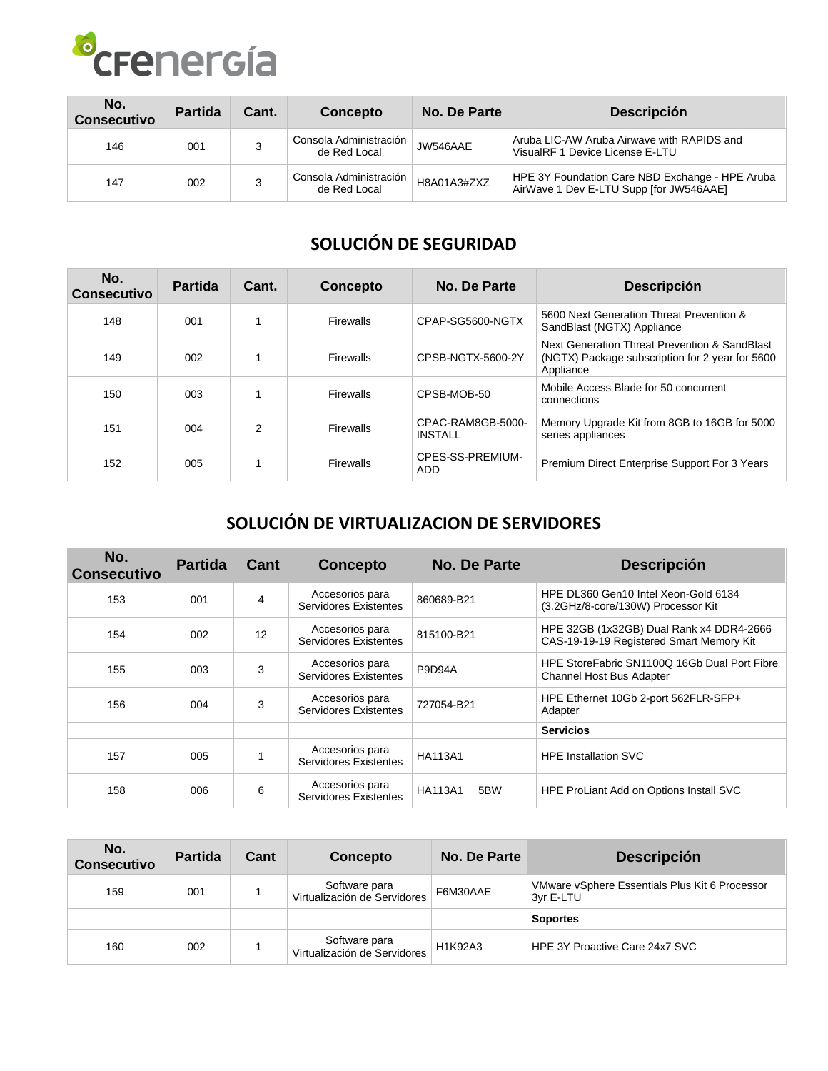| No. Consecutivo | Partida | Cant. | Concepto | No. De Parte | Descripción |
|---|---|---|---|---|---|
| 146 | 001 | 3 | Consola Administración de Red Local | JW546AAE | Aruba LIC-AW Aruba Airwave with RAPIDS and VisualRF 1 Device License E-LTU |
| 147 | 002 | 3 | Consola Administración de Red Local | H8A01A3#ZXZ | HPE 3Y Foundation Care NBD Exchange - HPE Aruba AirWave 1 Dev E-LTU Supp [for JW546AAE] |

## SOLUCIÓN DE SEGURIDAD

| No. Consecutivo | Partida | Cant. | Concepto | No. De Parte | Descripción |
|---|---|---|---|---|---|
| 148 | 001 | 1 | Firewalls | CPAP-SG5600-NGTX | 5600 Next Generation Threat Prevention & SandBlast (NGTX) Appliance |
| 149 | 002 | 1 | Firewalls | CPSB-NGTX-5600-2Y | Next Generation Threat Prevention & SandBlast (NGTX) Package subscription for 2 year for 5600 Appliance |
| 150 | 003 | 1 | Firewalls | CPSB-MOB-50 | Mobile Access Blade for 50 concurrent connections |
| 151 | 004 | 2 | Firewalls | CPAC-RAM8GB-5000-INSTALL | Memory Upgrade Kit from 8GB to 16GB for 5000 series appliances |
| 152 | 005 | 1 | Firewalls | CPES-SS-PREMIUM-ADD | Premium Direct Enterprise Support For 3 Years |

## SOLUCIÓN DE VIRTUALIZACION DE SERVIDORES

| No. Consecutivo | Partida | Cant | Concepto | No. De Parte | Descripción |
|---|---|---|---|---|---|
| 153 | 001 | 4 | Accesorios para Servidores Existentes | 860689-B21 | HPE DL360 Gen10 Intel Xeon-Gold 6134 (3.2GHz/8-core/130W) Processor Kit |
| 154 | 002 | 12 | Accesorios para Servidores Existentes | 815100-B21 | HPE 32GB (1x32GB) Dual Rank x4 DDR4-2666 CAS-19-19-19 Registered Smart Memory Kit |
| 155 | 003 | 3 | Accesorios para Servidores Existentes | P9D94A | HPE StoreFabric SN1100Q 16Gb Dual Port Fibre Channel Host Bus Adapter |
| 156 | 004 | 3 | Accesorios para Servidores Existentes | 727054-B21 | HPE Ethernet 10Gb 2-port 562FLR-SFP+ Adapter |
| | | | | | **Servicios** |
| 157 | 005 | 1 | Accesorios para Servidores Existentes | HA113A1 | HPE Installation SVC |
| 158 | 006 | 6 | Accesorios para Servidores Existentes | HA113A1 5BW | HPE ProLiant Add on Options Install SVC |

| No. Consecutivo | Partida | Cant | Concepto | No. De Parte | Descripción |
|---|---|---|---|---|---|
| 159 | 001 | 1 | Software para Virtualización de Servidores | F6M30AAE | VMware vSphere Essentials Plus Kit 6 Processor 3yr E-LTU |
| | | | | | **Soportes** |
| 160 | 002 | 1 | Software para Virtualización de Servidores | H1K92A3 | HPE 3Y Proactive Care 24x7 SVC |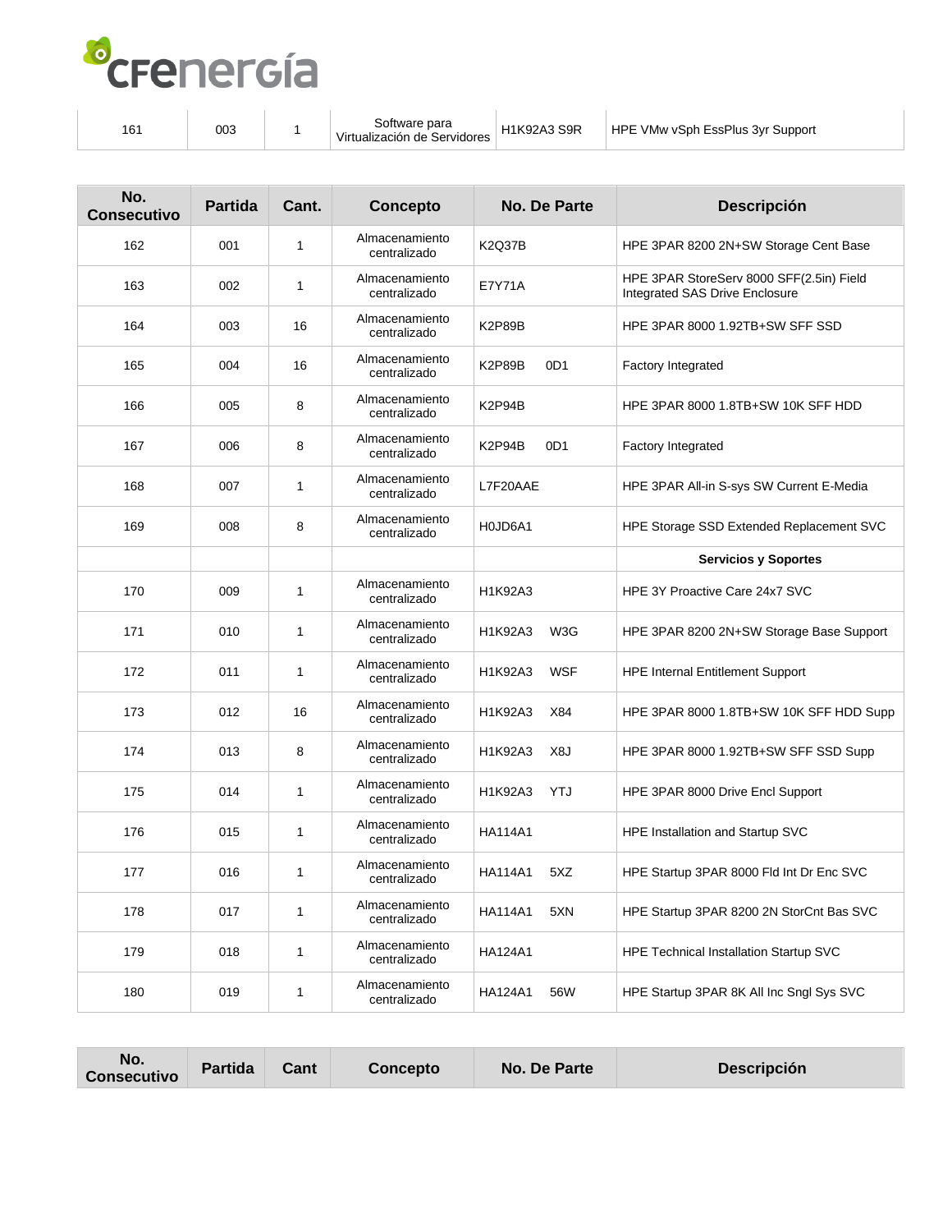| | | | | | |
|---|---|---|---|---|---|
| 161 | 003 | 1 | Software para Virtualización de Servidores | H1K92A3 S9R | HPE VMw vSph EssPlus 3yr Support |

| No. Consecutivo | Partida | Cant. | Concepto | No. De Parte | Descripción |
|---|---|---|---|---|---|
| 162 | 001 | 1 | Almacenamiento centralizado | K2Q37B | HPE 3PAR 8200 2N+SW Storage Cent Base |
| 163 | 002 | 1 | Almacenamiento centralizado | E7Y71A | HPE 3PAR StoreServ 8000 SFF(2.5in) Field Integrated SAS Drive Enclosure |
| 164 | 003 | 16 | Almacenamiento centralizado | K2P89B | HPE 3PAR 8000 1.92TB+SW SFF SSD |
| 165 | 004 | 16 | Almacenamiento centralizado | K2P89B 0D1 | Factory Integrated |
| 166 | 005 | 8 | Almacenamiento centralizado | K2P94B | HPE 3PAR 8000 1.8TB+SW 10K SFF HDD |
| 167 | 006 | 8 | Almacenamiento centralizado | K2P94B 0D1 | Factory Integrated |
| 168 | 007 | 1 | Almacenamiento centralizado | L7F20AAE | HPE 3PAR All-in S-sys SW Current E-Media |
| 169 | 008 | 8 | Almacenamiento centralizado | H0JD6A1 | HPE Storage SSD Extended Replacement SVC |
| | | | | | **Servicios y Soportes** |
| 170 | 009 | 1 | Almacenamiento centralizado | H1K92A3 | HPE 3Y Proactive Care 24x7 SVC |
| 171 | 010 | 1 | Almacenamiento centralizado | H1K92A3 W3G | HPE 3PAR 8200 2N+SW Storage Base Support |
| 172 | 011 | 1 | Almacenamiento centralizado | H1K92A3 WSF | HPE Internal Entitlement Support |
| 173 | 012 | 16 | Almacenamiento centralizado | H1K92A3 X84 | HPE 3PAR 8000 1.8TB+SW 10K SFF HDD Supp |
| 174 | 013 | 8 | Almacenamiento centralizado | H1K92A3 X8J | HPE 3PAR 8000 1.92TB+SW SFF SSD Supp |
| 175 | 014 | 1 | Almacenamiento centralizado | H1K92A3 YTJ | HPE 3PAR 8000 Drive Encl Support |
| 176 | 015 | 1 | Almacenamiento centralizado | HA114A1 | HPE Installation and Startup SVC |
| 177 | 016 | 1 | Almacenamiento centralizado | HA114A1 5XZ | HPE Startup 3PAR 8000 Fld Int Dr Enc SVC |
| 178 | 017 | 1 | Almacenamiento centralizado | HA114A1 5XN | HPE Startup 3PAR 8200 2N StorCnt Bas SVC |
| 179 | 018 | 1 | Almacenamiento centralizado | HA124A1 | HPE Technical Installation Startup SVC |
| 180 | 019 | 1 | Almacenamiento centralizado | HA124A1 56W | HPE Startup 3PAR 8K All Inc Sngl Sys SVC |

| No. Consecutivo | Partida | Cant | Concepto | No. De Parte | Descripción |
|---|---|---|---|---|---|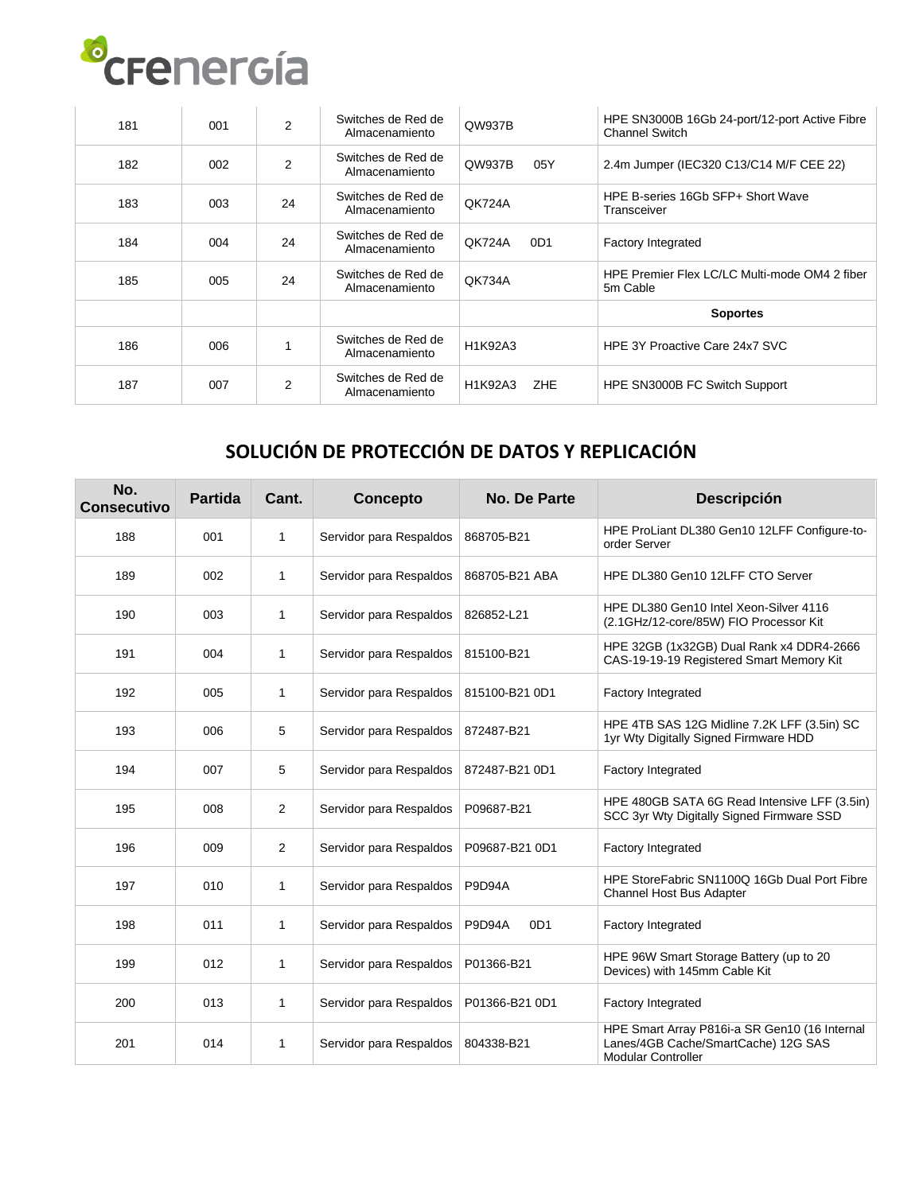| | | | | | |
|---|---|---|---|---|---|
| 181 | 001 | 2 | Switches de Red de Almacenamiento | QW937B | HPE SN3000B 16Gb 24-port/12-port Active Fibre Channel Switch |
| 182 | 002 | 2 | Switches de Red de Almacenamiento | QW937B 05Y | 2.4m Jumper (IEC320 C13/C14 M/F CEE 22) |
| 183 | 003 | 24 | Switches de Red de Almacenamiento | QK724A | HPE B-series 16Gb SFP+ Short Wave Transceiver |
| 184 | 004 | 24 | Switches de Red de Almacenamiento | QK724A 0D1 | Factory Integrated |
| 185 | 005 | 24 | Switches de Red de Almacenamiento | QK734A | HPE Premier Flex LC/LC Multi-mode OM4 2 fiber 5m Cable |
| | | | | | **Soportes** |
| 186 | 006 | 1 | Switches de Red de Almacenamiento | H1K92A3 | HPE 3Y Proactive Care 24x7 SVC |
| 187 | 007 | 2 | Switches de Red de Almacenamiento | H1K92A3 ZHE | HPE SN3000B FC Switch Support |

## SOLUCIÓN DE PROTECCIÓN DE DATOS Y REPLICACIÓN

| No. Consecutivo | Partida | Cant. | Concepto | No. De Parte | Descripción |
|---|---|---|---|---|---|
| 188 | 001 | 1 | Servidor para Respaldos | 868705-B21 | HPE ProLiant DL380 Gen10 12LFF Configure-to-order Server |
| 189 | 002 | 1 | Servidor para Respaldos | 868705-B21 ABA | HPE DL380 Gen10 12LFF CTO Server |
| 190 | 003 | 1 | Servidor para Respaldos | 826852-L21 | HPE DL380 Gen10 Intel Xeon-Silver 4116 (2.1GHz/12-core/85W) FIO Processor Kit |
| 191 | 004 | 1 | Servidor para Respaldos | 815100-B21 | HPE 32GB (1x32GB) Dual Rank x4 DDR4-2666 CAS-19-19-19 Registered Smart Memory Kit |
| 192 | 005 | 1 | Servidor para Respaldos | 815100-B21 0D1 | Factory Integrated |
| 193 | 006 | 5 | Servidor para Respaldos | 872487-B21 | HPE 4TB SAS 12G Midline 7.2K LFF (3.5in) SC 1yr Wty Digitally Signed Firmware HDD |
| 194 | 007 | 5 | Servidor para Respaldos | 872487-B21 0D1 | Factory Integrated |
| 195 | 008 | 2 | Servidor para Respaldos | P09687-B21 | HPE 480GB SATA 6G Read Intensive LFF (3.5in) SCC 3yr Wty Digitally Signed Firmware SSD |
| 196 | 009 | 2 | Servidor para Respaldos | P09687-B21 0D1 | Factory Integrated |
| 197 | 010 | 1 | Servidor para Respaldos | P9D94A | HPE StoreFabric SN1100Q 16Gb Dual Port Fibre Channel Host Bus Adapter |
| 198 | 011 | 1 | Servidor para Respaldos | P9D94A 0D1 | Factory Integrated |
| 199 | 012 | 1 | Servidor para Respaldos | P01366-B21 | HPE 96W Smart Storage Battery (up to 20 Devices) with 145mm Cable Kit |
| 200 | 013 | 1 | Servidor para Respaldos | P01366-B21 0D1 | Factory Integrated |
| 201 | 014 | 1 | Servidor para Respaldos | 804338-B21 | HPE Smart Array P816i-a SR Gen10 (16 Internal Lanes/4GB Cache/SmartCache) 12G SAS Modular Controller |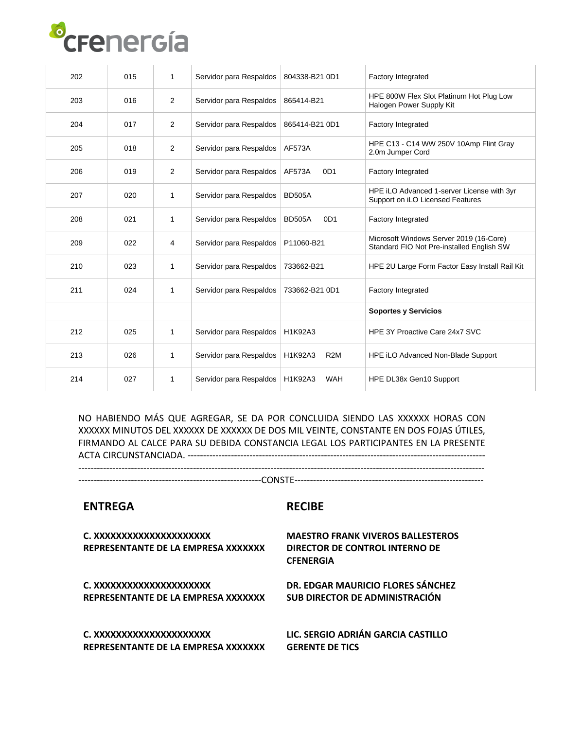| | | | | | |
|---|---|---|---|---|---|
| 202 | 015 | 1 | Servidor para Respaldos | 804338-B21 0D1 | Factory Integrated |
| 203 | 016 | 2 | Servidor para Respaldos | 865414-B21 | HPE 800W Flex Slot Platinum Hot Plug Low Halogen Power Supply Kit |
| 204 | 017 | 2 | Servidor para Respaldos | 865414-B21 0D1 | Factory Integrated |
| 205 | 018 | 2 | Servidor para Respaldos | AF573A | HPE C13 - C14 WW 250V 10Amp Flint Gray 2.0m Jumper Cord |
| 206 | 019 | 2 | Servidor para Respaldos | AF573A 0D1 | Factory Integrated |
| 207 | 020 | 1 | Servidor para Respaldos | BD505A | HPE iLO Advanced 1-server License with 3yr Support on iLO Licensed Features |
| 208 | 021 | 1 | Servidor para Respaldos | BD505A 0D1 | Factory Integrated |
| 209 | 022 | 4 | Servidor para Respaldos | P11060-B21 | Microsoft Windows Server 2019 (16-Core) Standard FIO Not Pre-installed English SW |
| 210 | 023 | 1 | Servidor para Respaldos | 733662-B21 | HPE 2U Large Form Factor Easy Install Rail Kit |
| 211 | 024 | 1 | Servidor para Respaldos | 733662-B21 0D1 | Factory Integrated |
| | | | | | **Soportes y Servicios** |
| 212 | 025 | 1 | Servidor para Respaldos | H1K92A3 | HPE 3Y Proactive Care 24x7 SVC |
| 213 | 026 | 1 | Servidor para Respaldos | H1K92A3 R2M | HPE iLO Advanced Non-Blade Support |
| 214 | 027 | 1 | Servidor para Respaldos | H1K92A3 WAH | HPE DL38x Gen10 Support |

NO HABIENDO MÁS QUE AGREGAR, SE DA POR CONCLUIDA SIENDO LAS XXXXXX HORAS CON XXXXXX MINUTOS DEL XXXXXX DE XXXXXX DE DOS MIL VEINTE, CONSTANTE EN DOS FOJAS ÚTILES, FIRMANDO AL CALCE PARA SU DEBIDA CONSTANCIA LEGAL LOS PARTICIPANTES EN LA PRESENTE ACTA CIRCUNSTANCIADA. -----------------------------------------------------------------------------------------------

-------------------------------------------------------------------------------------------------------------------------------

----------------------------------------------------------CONSTE------------------------------------------------------------

| **ENTREGA** | **RECIBE** |
|---|---|
| **C. XXXXXXXXXXXXXXXXXXXX**<br>**REPRESENTANTE DE LA EMPRESA XXXXXXX** | **MAESTRO FRANK VIVEROS BALLESTEROS**<br>**DIRECTOR DE CONTROL INTERNO DE CFENERGIA** |
| **C. XXXXXXXXXXXXXXXXXXXX**<br>**REPRESENTANTE DE LA EMPRESA XXXXXXX** | **DR. EDGAR MAURICIO FLORES SÁNCHEZ**<br>**SUB DIRECTOR DE ADMINISTRACIÓN** |
| **C. XXXXXXXXXXXXXXXXXXXX**<br>**REPRESENTANTE DE LA EMPRESA XXXXXXX** | **LIC. SERGIO ADRIÁN GARCIA CASTILLO**<br>**GERENTE DE TICS** |